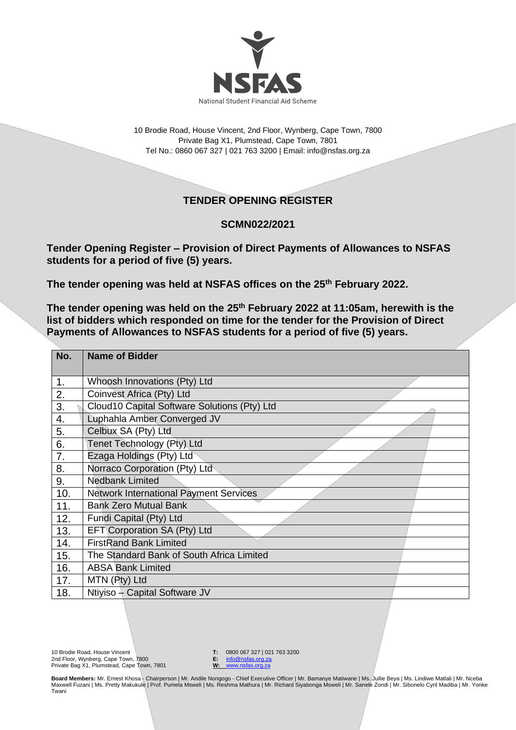NSFAS

National Student Financial Aid Scheme

10 Brodie Road, House Vincent, 2nd Floor, Wynberg, Cape Town, 7800
Private Bag X1, Plumstead, Cape Town, 7801
Tel No.: 0860 067 327 | 021 763 3200 | Email: info@nsfas.org.za

## TENDER OPENING REGISTER

## SCMN022/2021

**Tender Opening Register – Provision of Direct Payments of Allowances to NSFAS students for a period of five (5) years.**

**The tender opening was held at NSFAS offices on the 25th February 2022.**

**The tender opening was held on the 25th February 2022 at 11:05am, herewith is the list of bidders which responded on time for the tender for the Provision of Direct Payments of Allowances to NSFAS students for a period of five (5) years.**

| No. | Name of Bidder |
|---|---|
| 1. | Whoosh Innovations (Pty) Ltd |
| 2. | Coinvest Africa (Pty) Ltd |
| 3. | Cloud10 Capital Software Solutions (Pty) Ltd |
| 4. | Luphahla Amber Converged JV |
| 5. | Celbux SA (Pty) Ltd |
| 6. | Tenet Technology (Pty) Ltd |
| 7. | Ezaga Holdings (Pty) Ltd |
| 8. | Norraco Corporation (Pty) Ltd |
| 9. | Nedbank Limited |
| 10. | Network International Payment Services |
| 11. | Bank Zero Mutual Bank |
| 12. | Fundi Capital (Pty) Ltd |
| 13. | EFT Corporation SA (Pty) Ltd |
| 14. | FirstRand Bank Limited |
| 15. | The Standard Bank of South Africa Limited |
| 16. | ABSA Bank Limited |
| 17. | MTN (Pty) Ltd |
| 18. | Ntiyiso – Capital Software JV |

10 Brodie Road, House Vincent
2nd Floor, Wynberg, Cape Town, 7800
Private Bag X1, Plumstead, Cape Town, 7801

**T:** 0800 067 327 | 021 763 3200
**E:** info@nsfas.org.za
**W:** www.nsfas.org.za

**Board Members:** Mr. Ernest Khosa - Chairperson | Mr. Andile Nongogo - Chief Executive Officer | Mr. Bamanye Matiwane | Ms. Jullie Beya | Ms. Lindiwe Matlali | Mr. Nceba Maxwell Fuzani | Ms. Pretty Makukule | Prof. Pumela Msweli | Ms. Reshma Mathura | Mr. Richard Siyabonga Msweli | Mr. Sanele Zondi | Mr. Sibonelo Cyril Madiba | Mr. Yonke Twani